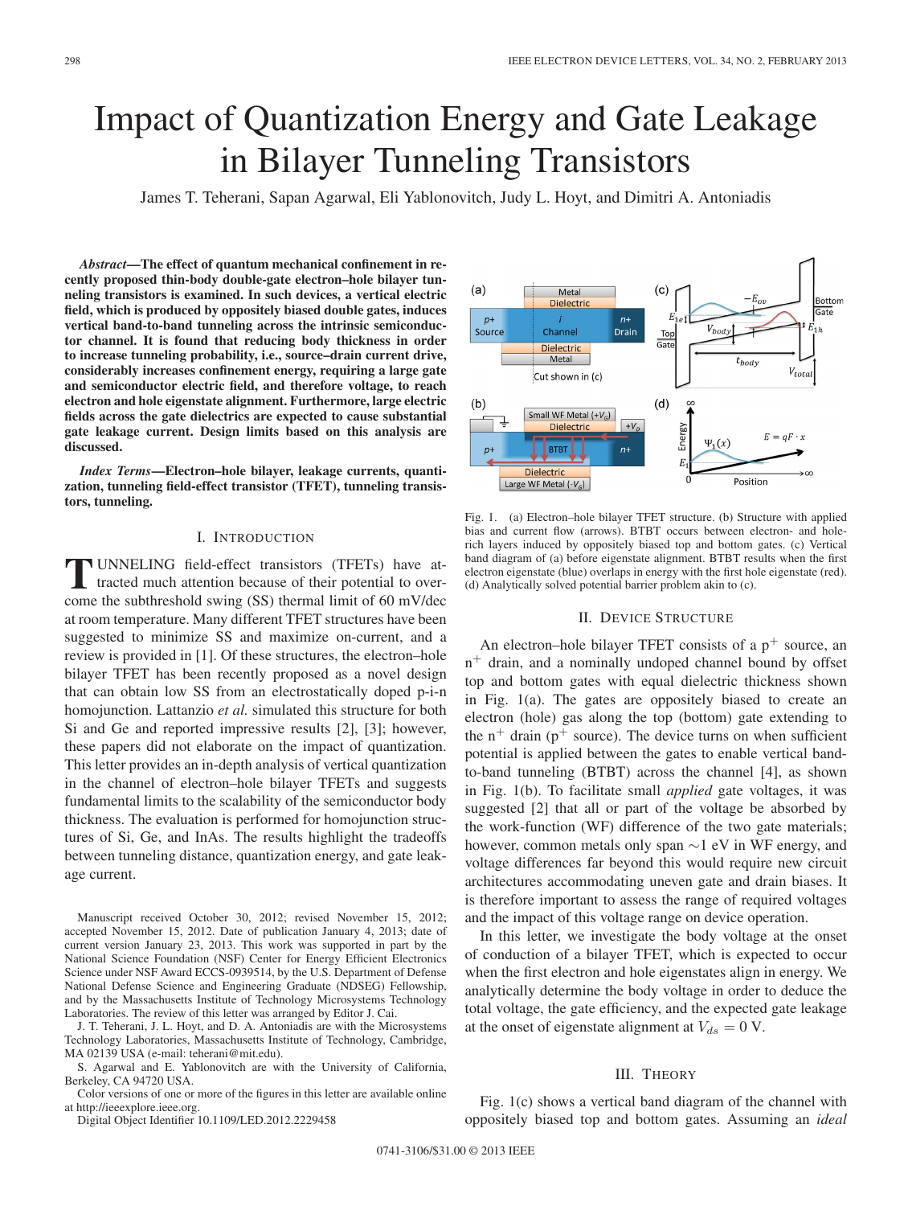# Impact of Quantization Energy and Gate Leakage in Bilayer Tunneling Transistors

James T. Teherani, Sapan Agarwal, Eli Yablonovitch, Judy L. Hoyt, and Dimitri A. Antoniadis

***Abstract*—The effect of quantum mechanical confinement in recently proposed thin-body double-gate electron–hole bilayer tunneling transistors is examined. In such devices, a vertical electric field, which is produced by oppositely biased double gates, induces vertical band-to-band tunneling across the intrinsic semiconductor channel. It is found that reducing body thickness in order to increase tunneling probability, i.e., source–drain current drive, considerably increases confinement energy, requiring a large gate and semiconductor electric field, and therefore voltage, to reach electron and hole eigenstate alignment. Furthermore, large electric fields across the gate dielectrics are expected to cause substantial gate leakage current. Design limits based on this analysis are discussed.**

***Index Terms*—Electron–hole bilayer, leakage currents, quantization, tunneling field-effect transistor (TFET), tunneling transistors, tunneling.**

## I. Introduction

Tunneling field-effect transistors (TFETs) have attracted much attention because of their potential to overcome the subthreshold swing (SS) thermal limit of 60 mV/dec at room temperature. Many different TFET structures have been suggested to minimize SS and maximize on-current, and a review is provided in [1]. Of these structures, the electron–hole bilayer TFET has been recently proposed as a novel design that can obtain low SS from an electrostatically doped p-i-n homojunction. Lattanzio *et al.* simulated this structure for both Si and Ge and reported impressive results [2], [3]; however, these papers did not elaborate on the impact of quantization. This letter provides an in-depth analysis of vertical quantization in the channel of electron–hole bilayer TFETs and suggests fundamental limits to the scalability of the semiconductor body thickness. The evaluation is performed for homojunction structures of Si, Ge, and InAs. The results highlight the tradeoffs between tunneling distance, quantization energy, and gate leakage current.

Manuscript received October 30, 2012; revised November 15, 2012; accepted November 15, 2012. Date of publication January 4, 2013; date of current version January 23, 2013. This work was supported in part by the National Science Foundation (NSF) Center for Energy Efficient Electronics Science under NSF Award ECCS-0939514, by the U.S. Department of Defense National Defense Science and Engineering Graduate (NDSEG) Fellowship, and by the Massachusetts Institute of Technology Microsystems Technology Laboratories. The review of this letter was arranged by Editor J. Cai.

J. T. Teherani, J. L. Hoyt, and D. A. Antoniadis are with the Microsystems Technology Laboratories, Massachusetts Institute of Technology, Cambridge, MA 02139 USA (e-mail: teherani@mit.edu).

S. Agarwal and E. Yablonovitch are with the University of California, Berkeley, CA 94720 USA.

Color versions of one or more of the figures in this letter are available online at http://ieeexplore.ieee.org.

Digital Object Identifier 10.1109/LED.2012.2229458

Fig. 1. (a) Electron–hole bilayer TFET structure. (b) Structure with applied bias and current flow (arrows). BTBT occurs between electron- and hole-rich layers induced by oppositely biased top and bottom gates. (c) Vertical band diagram of (a) before eigenstate alignment. BTBT results when the first electron eigenstate (blue) overlaps in energy with the first hole eigenstate (red). (d) Analytically solved potential barrier problem akin to (c).

## II. Device Structure

An electron–hole bilayer TFET consists of a $p^+$ source, an $n^+$ drain, and a nominally undoped channel bound by offset top and bottom gates with equal dielectric thickness shown in Fig. 1(a). The gates are oppositely biased to create an electron (hole) gas along the top (bottom) gate extending to the $n^+$ drain ($p^+$ source). The device turns on when sufficient potential is applied between the gates to enable vertical band-to-band tunneling (BTBT) across the channel [4], as shown in Fig. 1(b). To facilitate small *applied* gate voltages, it was suggested [2] that all or part of the voltage be absorbed by the work-function (WF) difference of the two gate materials; however, common metals only span ~1 eV in WF energy, and voltage differences far beyond this would require new circuit architectures accommodating uneven gate and drain biases. It is therefore important to assess the range of required voltages and the impact of this voltage range on device operation.

In this letter, we investigate the body voltage at the onset of conduction of a bilayer TFET, which is expected to occur when the first electron and hole eigenstates align in energy. We analytically determine the body voltage in order to deduce the total voltage, the gate efficiency, and the expected gate leakage at the onset of eigenstate alignment at $V_{ds} = 0$ V.

## III. Theory

Fig. 1(c) shows a vertical band diagram of the channel with oppositely biased top and bottom gates. Assuming an *ideal*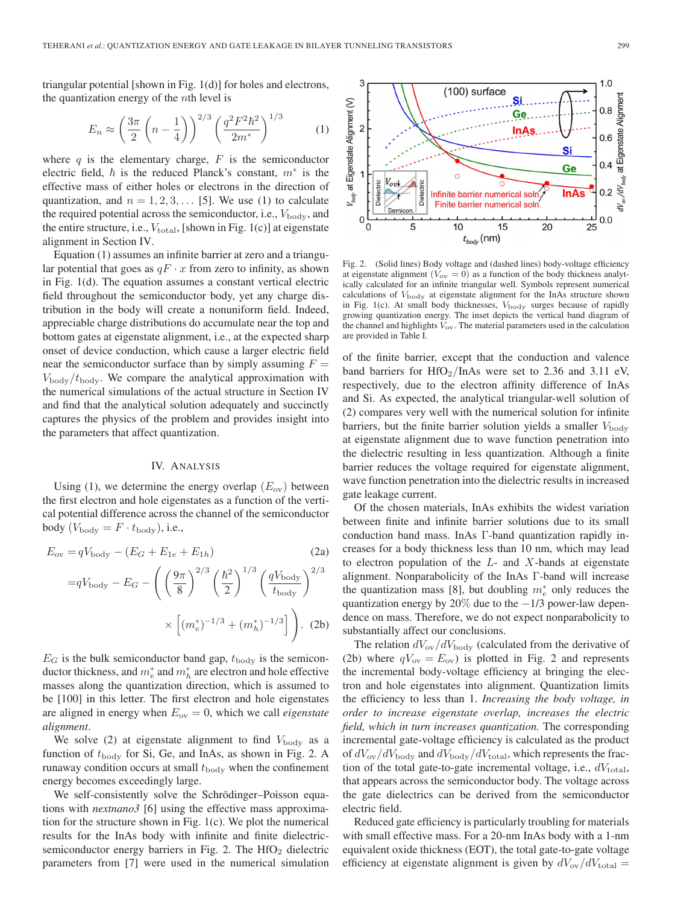triangular potential [shown in Fig. 1(d)] for holes and electrons, the quantization energy of the $n$th level is

$$E_n \approx \left(\frac{3\pi}{2}\left(n-\frac{1}{4}\right)\right)^{2/3}\left(\frac{q^2F^2\hbar^2}{2m^*}\right)^{1/3} \quad (1)$$

where $q$ is the elementary charge, $F$ is the semiconductor electric field, $\hbar$ is the reduced Planck's constant, $m^*$ is the effective mass of either holes or electrons in the direction of quantization, and $n = 1, 2, 3, \ldots$ [5]. We use (1) to calculate the required potential across the semiconductor, i.e., $V_{\text{body}}$, and the entire structure, i.e., $V_{\text{total}}$, [shown in Fig. 1(c)] at eigenstate alignment in Section IV.

Equation (1) assumes an infinite barrier at zero and a triangular potential that goes as $qF \cdot x$ from zero to infinity, as shown in Fig. 1(d). The equation assumes a constant vertical electric field throughout the semiconductor body, yet any charge distribution in the body will create a nonuniform field. Indeed, appreciable charge distributions do accumulate near the top and bottom gates at eigenstate alignment, i.e., at the expected sharp onset of device conduction, which cause a larger electric field near the semiconductor surface than by simply assuming $F = V_{\text{body}}/t_{\text{body}}$. We compare the analytical approximation with the numerical simulations of the actual structure in Section IV and find that the analytical solution adequately and succinctly captures the physics of the problem and provides insight into the parameters that affect quantization.

## IV. Analysis

Using (1), we determine the energy overlap ($E_{\text{ov}}$) between the first electron and hole eigenstates as a function of the vertical potential difference across the channel of the semiconductor body ($V_{\text{body}} = F \cdot t_{\text{body}}$), i.e.,

$$E_{\text{ov}} = qV_{\text{body}} - (E_G + E_{1e} + E_{1h}) \quad (2a)$$

$$= qV_{\text{body}} - E_G - \left(\left(\frac{9\pi}{8}\right)^{2/3}\left(\frac{\hbar^2}{2}\right)^{1/3}\left(\frac{qV_{\text{body}}}{t_{\text{body}}}\right)^{2/3} \times \left[(m_e^*)^{-1/3} + (m_h^*)^{-1/3}\right]\right). \quad (2b)$$

$E_G$ is the bulk semiconductor band gap, $t_{\text{body}}$ is the semiconductor thickness, and $m_e^*$ and $m_h^*$ are electron and hole effective masses along the quantization direction, which is assumed to be [100] in this letter. The first electron and hole eigenstates are aligned in energy when $E_{\text{ov}} = 0$, which we call *eigenstate alignment*.

We solve (2) at eigenstate alignment to find $V_{\text{body}}$ as a function of $t_{\text{body}}$ for Si, Ge, and InAs, as shown in Fig. 2. A runaway condition occurs at small $t_{\text{body}}$ when the confinement energy becomes exceedingly large.

We self-consistently solve the Schrödinger–Poisson equations with *nextnano3* [6] using the effective mass approximation for the structure shown in Fig. 1(c). We plot the numerical results for the InAs body with infinite and finite dielectric-semiconductor energy barriers in Fig. 2. The $HfO_2$ dielectric parameters from [7] were used in the numerical simulation of the finite barrier, except that the conduction and valence band barriers for $HfO_2$/InAs were set to 2.36 and 3.11 eV, respectively, due to the electron affinity difference of InAs and Si. As expected, the analytical triangular-well solution of (2) compares very well with the numerical solution for infinite barriers, but the finite barrier solution yields a smaller $V_{\text{body}}$ at eigenstate alignment due to wave function penetration into the dielectric resulting in less quantization. Although a finite barrier reduces the voltage required for eigenstate alignment, wave function penetration into the dielectric results in increased gate leakage current.

Fig. 2. (Solid lines) Body voltage and (dashed lines) body-voltage efficiency at eigenstate alignment ($V_{\text{ov}} = 0$) as a function of the body thickness analytically calculated for an infinite triangular well. Symbols represent numerical calculations of $V_{\text{body}}$ at eigenstate alignment for the InAs structure shown in Fig. 1(c). At small body thicknesses, $V_{\text{body}}$ surges because of rapidly growing quantization energy. The inset depicts the vertical band diagram of the channel and highlights $V_{\text{ov}}$. The material parameters used in the calculation are provided in Table I.

Of the chosen materials, InAs exhibits the widest variation between finite and infinite barrier solutions due to its small conduction band mass. InAs Γ-band quantization rapidly increases for a body thickness less than 10 nm, which may lead to electron population of the $L$- and $X$-bands at eigenstate alignment. Nonparabolicity of the InAs Γ-band will increase the quantization mass [8], but doubling $m_e^*$ only reduces the quantization energy by 20% due to the $-1/3$ power-law dependence on mass. Therefore, we do not expect nonparabolicity to substantially affect our conclusions.

The relation $dV_{\text{ov}}/dV_{\text{body}}$ (calculated from the derivative of (2b) where $qV_{\text{ov}} = E_{\text{ov}}$) is plotted in Fig. 2 and represents the incremental body-voltage efficiency at bringing the electron and hole eigenstates into alignment. Quantization limits the efficiency to less than 1. *Increasing the body voltage, in order to increase eigenstate overlap, increases the electric field, which in turn increases quantization.* The corresponding incremental gate-voltage efficiency is calculated as the product of $dV_{\text{ov}}/dV_{\text{body}}$ and $dV_{\text{body}}/dV_{\text{total}}$, which represents the fraction of the total gate-to-gate incremental voltage, i.e., $dV_{\text{total}}$, that appears across the semiconductor body. The voltage across the gate dielectrics can be derived from the semiconductor electric field.

Reduced gate efficiency is particularly troubling for materials with small effective mass. For a 20-nm InAs body with a 1-nm equivalent oxide thickness (EOT), the total gate-to-gate voltage efficiency at eigenstate alignment is given by $dV_{\text{ov}}/dV_{\text{total}} =$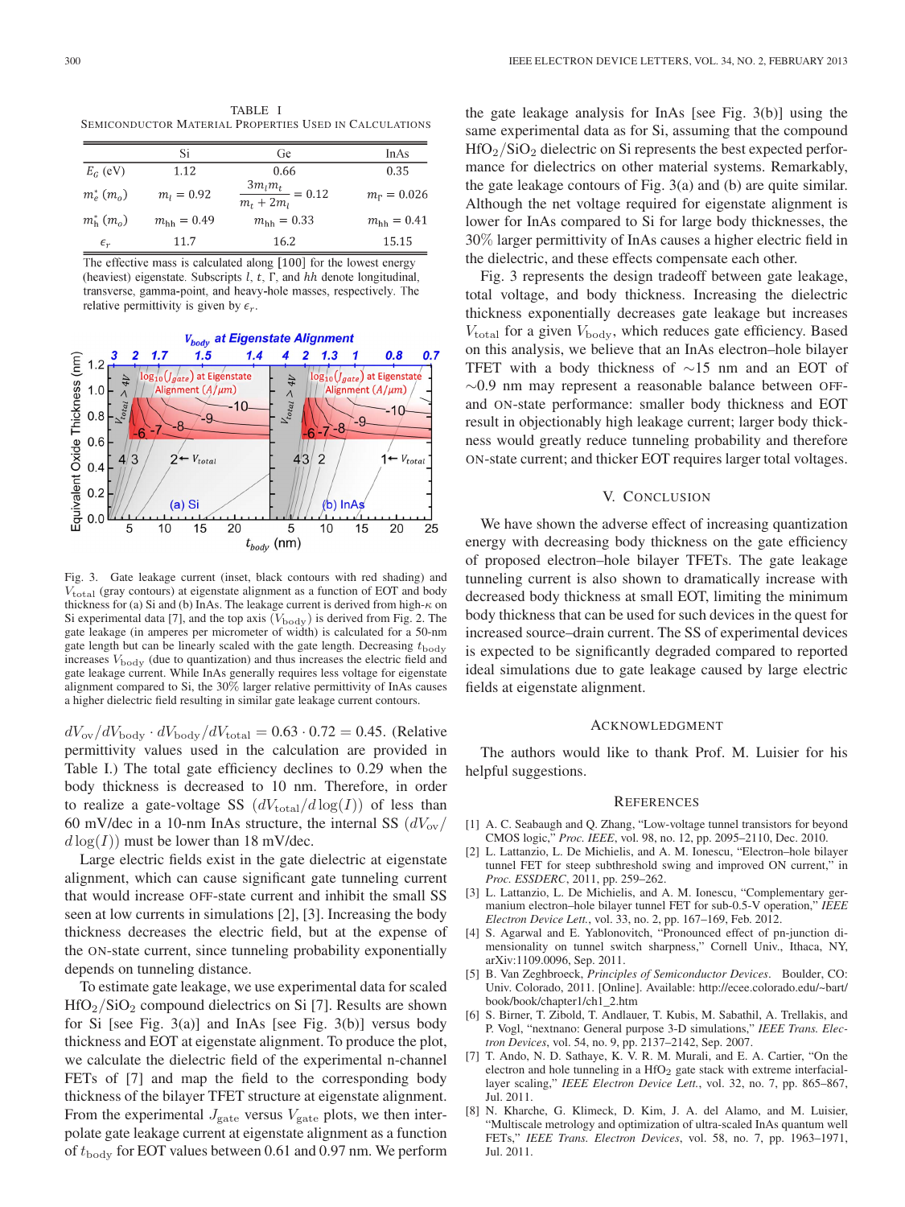TABLE I
SEMICONDUCTOR MATERIAL PROPERTIES USED IN CALCULATIONS

| | Si | Ge | InAs |
|---|---|---|---|
| $E_G$ (eV) | 1.12 | 0.66 | 0.35 |
| $m_e^*$ ($m_o$) | $m_l = 0.92$ | $\frac{3m_l m_t}{m_t + 2m_l} = 0.12$ | $m_\Gamma = 0.026$ |
| $m_h^*$ ($m_o$) | $m_{hh} = 0.49$ | $m_{hh} = 0.33$ | $m_{hh} = 0.41$ |
| $\epsilon_r$ | 11.7 | 16.2 | 15.15 |

The effective mass is calculated along [100] for the lowest energy (heaviest) eigenstate. Subscripts $l$, $t$, $\Gamma$, and $hh$ denote longitudinal, transverse, gamma-point, and heavy-hole masses, respectively. The relative permittivity is given by $\epsilon_r$.

$V_{body}$ at Eigenstate Alignment
3 2 1.7 1.5 1.4 4 2 1.3 1 0.8 0.7
Equivalent Oxide Thickness (nm)
$\log_{10}(J_{gate})$ at Eigenstate Alignment ($A/\mu m$)
$V_{total} > 4V$
-10 -9 -8 -7 -6
4 3 2 ← $V_{total}$
4 3 2 1 ← $V_{total}$
(a) Si
(b) InAs
$t_{body}$ (nm)

Fig. 3. Gate leakage current (inset, black contours with red shading) and $V_{\text{total}}$ (gray contours) at eigenstate alignment as a function of EOT and body thickness for (a) Si and (b) InAs. The leakage current is derived from high-$\kappa$ on Si experimental data [7], and the top axis ($V_{\text{body}}$) is derived from Fig. 2. The gate leakage (in amperes per micrometer of width) is calculated for a 50-nm gate length but can be linearly scaled with the gate length. Decreasing $t_{\text{body}}$ increases $V_{\text{body}}$ (due to quantization) and thus increases the electric field and gate leakage current. While InAs generally requires less voltage for eigenstate alignment compared to Si, the 30% larger relative permittivity of InAs causes a higher dielectric field resulting in similar gate leakage current contours.

$dV_{\text{ov}}/dV_{\text{body}} \cdot dV_{\text{body}}/dV_{\text{total}} = 0.63 \cdot 0.72 = 0.45$. (Relative permittivity values used in the calculation are provided in Table I.) The total gate efficiency declines to 0.29 when the body thickness is decreased to 10 nm. Therefore, in order to realize a gate-voltage SS ($dV_{\text{total}}/d\log(I)$) of less than 60 mV/dec in a 10-nm InAs structure, the internal SS ($dV_{\text{ov}}/d\log(I)$) must be lower than 18 mV/dec.

Large electric fields exist in the gate dielectric at eigenstate alignment, which can cause significant gate tunneling current that would increase OFF-state current and inhibit the small SS seen at low currents in simulations [2], [3]. Increasing the body thickness decreases the electric field, but at the expense of the ON-state current, since tunneling probability exponentially depends on tunneling distance.

To estimate gate leakage, we use experimental data for scaled $HfO_2/SiO_2$ compound dielectrics on Si [7]. Results are shown for Si [see Fig. 3(a)] and InAs [see Fig. 3(b)] versus body thickness and EOT at eigenstate alignment. To produce the plot, we calculate the dielectric field of the experimental n-channel FETs of [7] and map the field to the corresponding body thickness of the bilayer TFET structure at eigenstate alignment. From the experimental $J_{\text{gate}}$ versus $V_{\text{gate}}$ plots, we then interpolate gate leakage current at eigenstate alignment as a function of $t_{\text{body}}$ for EOT values between 0.61 and 0.97 nm. We perform the gate leakage analysis for InAs [see Fig. 3(b)] using the same experimental data as for Si, assuming that the compound $HfO_2/SiO_2$ dielectric on Si represents the best expected performance for dielectrics on other material systems. Remarkably, the gate leakage contours of Fig. 3(a) and (b) are quite similar. Although the net voltage required for eigenstate alignment is lower for InAs compared to Si for large body thicknesses, the 30% larger permittivity of InAs causes a higher electric field in the dielectric, and these effects compensate each other.

Fig. 3 represents the design tradeoff between gate leakage, total voltage, and body thickness. Increasing the dielectric thickness exponentially decreases gate leakage but increases $V_{\text{total}}$ for a given $V_{\text{body}}$, which reduces gate efficiency. Based on this analysis, we believe that an InAs electron–hole bilayer TFET with a body thickness of ~15 nm and an EOT of ~0.9 nm may represent a reasonable balance between OFF- and ON-state performance: smaller body thickness and EOT result in objectionably high leakage current; larger body thickness would greatly reduce tunneling probability and therefore ON-state current; and thicker EOT requires larger total voltages.

## V. CONCLUSION

We have shown the adverse effect of increasing quantization energy with decreasing body thickness on the gate efficiency of proposed electron–hole bilayer TFETs. The gate leakage tunneling current is also shown to dramatically increase with decreased body thickness at small EOT, limiting the minimum body thickness that can be used for such devices in the quest for increased source–drain current. The SS of experimental devices is expected to be significantly degraded compared to reported ideal simulations due to gate leakage caused by large electric fields at eigenstate alignment.

## ACKNOWLEDGMENT

The authors would like to thank Prof. M. Luisier for his helpful suggestions.

## REFERENCES

[1] A. C. Seabaugh and Q. Zhang, "Low-voltage tunnel transistors for beyond CMOS logic," *Proc. IEEE*, vol. 98, no. 12, pp. 2095–2110, Dec. 2010.

[2] L. Lattanzio, L. De Michielis, and A. M. Ionescu, "Electron–hole bilayer tunnel FET for steep subthreshold swing and improved ON current," in *Proc. ESSDERC*, 2011, pp. 259–262.

[3] L. Lattanzio, L. De Michielis, and A. M. Ionescu, "Complementary germanium electron–hole bilayer tunnel FET for sub-0.5-V operation," *IEEE Electron Device Lett.*, vol. 33, no. 2, pp. 167–169, Feb. 2012.

[4] S. Agarwal and E. Yablonovitch, "Pronounced effect of pn-junction dimensionality on tunnel switch sharpness," Cornell Univ., Ithaca, NY, arXiv:1109.0096, Sep. 2011.

[5] B. Van Zeghbroeck, *Principles of Semiconductor Devices*. Boulder, CO: Univ. Colorado, 2011. [Online]. Available: http://ecee.colorado.edu/~bart/book/book/chapter1/ch1_2.htm

[6] S. Birner, T. Zibold, T. Andlauer, T. Kubis, M. Sabathil, A. Trellakis, and P. Vogl, "nextnano: General purpose 3-D simulations," *IEEE Trans. Electron Devices*, vol. 54, no. 9, pp. 2137–2142, Sep. 2007.

[7] T. Ando, N. D. Sathaye, K. V. R. M. Murali, and E. A. Cartier, "On the electron and hole tunneling in a $HfO_2$ gate stack with extreme interfacial-layer scaling," *IEEE Electron Device Lett.*, vol. 32, no. 7, pp. 865–867, Jul. 2011.

[8] N. Kharche, G. Klimeck, D. Kim, J. A. del Alamo, and M. Luisier, "Multiscale metrology and optimization of ultra-scaled InAs quantum well FETs," *IEEE Trans. Electron Devices*, vol. 58, no. 7, pp. 1963–1971, Jul. 2011.